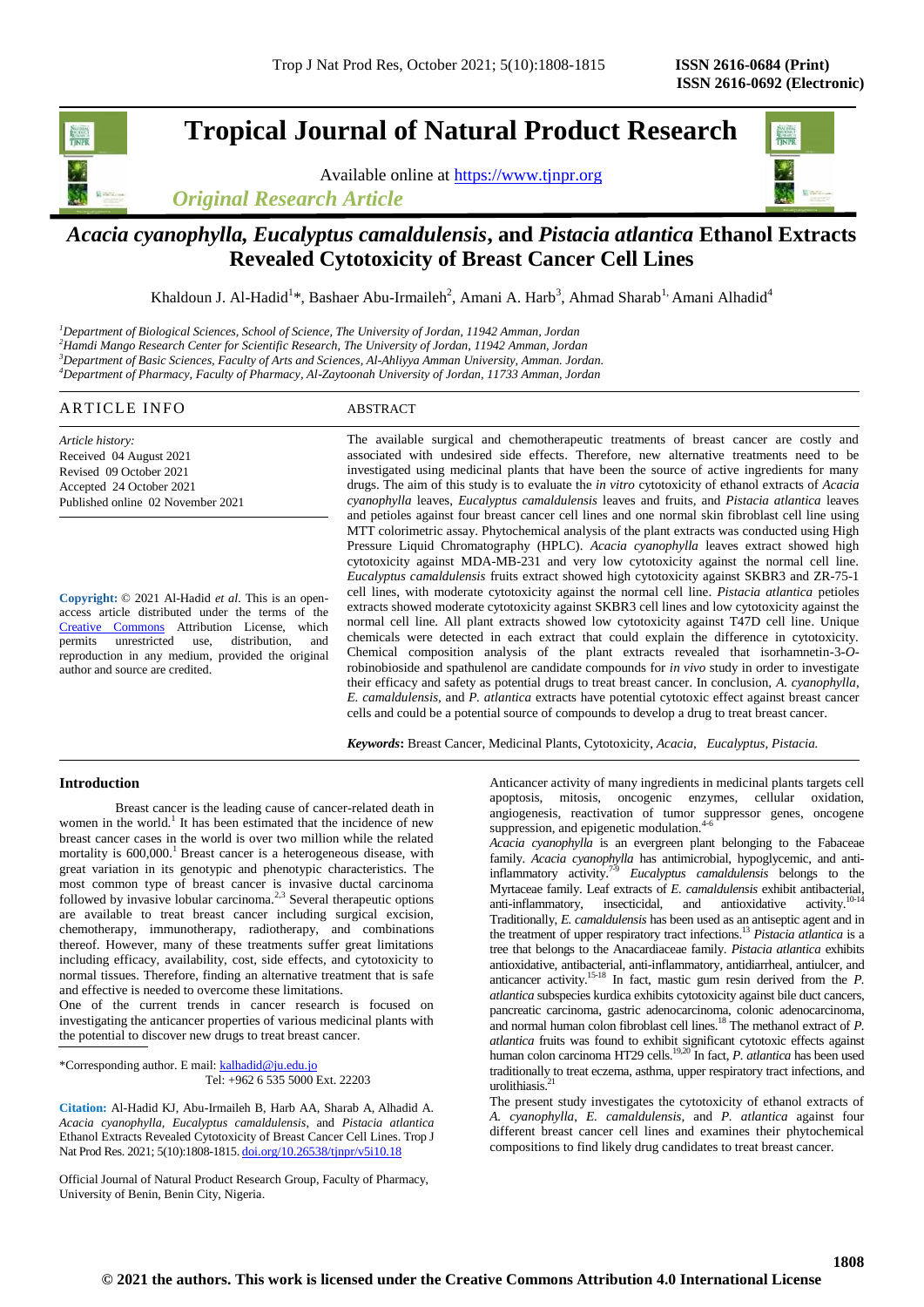# Tropical Journal of Natural Product Research

Available online at https://www.tjnpr.org

*Original Research Article*

# *Acacia cyanophylla, Eucalyptus camaldulensis*, and *Pistacia atlantica* Ethanol Extracts Revealed Cytotoxicity of Breast Cancer Cell Lines

Khaldoun J. Al-Hadid[1]*, Bashaer Abu-Irmaileh[2], Amani A. Harb[3], Ahmad Sharab[1], Amani Alhadid[4]

[1]*Department of Biological Sciences, School of Science, The University of Jordan, 11942 Amman, Jordan*
[2]*Hamdi Mango Research Center for Scientific Research, The University of Jordan, 11942 Amman, Jordan*
[3]*Department of Basic Sciences, Faculty of Arts and Sciences, Al-Ahliyya Amman University, Amman. Jordan.*
[4]*Department of Pharmacy, Faculty of Pharmacy, Al-Zaytoonah University of Jordan, 11733 Amman, Jordan*

## ARTICLE INFO

*Article history:*
Received 04 August 2021
Revised 09 October 2021
Accepted 24 October 2021
Published online 02 November 2021

**Copyright:** © 2021 Al-Hadid *et al*. This is an open-access article distributed under the terms of the Creative Commons Attribution License, which permits unrestricted use, distribution, and reproduction in any medium, provided the original author and source are credited.

## ABSTRACT

The available surgical and chemotherapeutic treatments of breast cancer are costly and associated with undesired side effects. Therefore, new alternative treatments need to be investigated using medicinal plants that have been the source of active ingredients for many drugs. The aim of this study is to evaluate the *in vitro* cytotoxicity of ethanol extracts of *Acacia cyanophylla* leaves, *Eucalyptus camaldulensis* leaves and fruits, and *Pistacia atlantica* leaves and petioles against four breast cancer cell lines and one normal skin fibroblast cell line using MTT colorimetric assay. Phytochemical analysis of the plant extracts was conducted using High Pressure Liquid Chromatography (HPLC). *Acacia cyanophylla* leaves extract showed high cytotoxicity against MDA-MB-231 and very low cytotoxicity against the normal cell line. *Eucalyptus camaldulensis* fruits extract showed high cytotoxicity against SKBR3 and ZR-75-1 cell lines, with moderate cytotoxicity against the normal cell line. *Pistacia atlantica* petioles extracts showed moderate cytotoxicity against SKBR3 cell lines and low cytotoxicity against the normal cell line. All plant extracts showed low cytotoxicity against T47D cell line. Unique chemicals were detected in each extract that could explain the difference in cytotoxicity. Chemical composition analysis of the plant extracts revealed that isorhamnetin-3-*O*-robinobioside and spathulenol are candidate compounds for *in vivo* study in order to investigate their efficacy and safety as potential drugs to treat breast cancer. In conclusion, *A. cyanophylla*, *E. camaldulensis*, and *P. atlantica* extracts have potential cytotoxic effect against breast cancer cells and could be a potential source of compounds to develop a drug to treat breast cancer.

***Keywords*:** Breast Cancer, Medicinal Plants, Cytotoxicity, *Acacia*, *Eucalyptus*, *Pistacia.*

## Introduction

Breast cancer is the leading cause of cancer-related death in women in the world.[1] It has been estimated that the incidence of new breast cancer cases in the world is over two million while the related mortality is 600,000.[1] Breast cancer is a heterogeneous disease, with great variation in its genotypic and phenotypic characteristics. The most common type of breast cancer is invasive ductal carcinoma followed by invasive lobular carcinoma.[2,3] Several therapeutic options are available to treat breast cancer including surgical excision, chemotherapy, immunotherapy, radiotherapy, and combinations thereof. However, many of these treatments suffer great limitations including efficacy, availability, cost, side effects, and cytotoxicity to normal tissues. Therefore, finding an alternative treatment that is safe and effective is needed to overcome these limitations.

One of the current trends in cancer research is focused on investigating the anticancer properties of various medicinal plants with the potential to discover new drugs to treat breast cancer.

Anticancer activity of many ingredients in medicinal plants targets cell apoptosis, mitosis, oncogenic enzymes, cellular oxidation, angiogenesis, reactivation of tumor suppressor genes, oncogene suppression, and epigenetic modulation.[4-6]

*Acacia cyanophylla* is an evergreen plant belonging to the Fabaceae family. *Acacia cyanophylla* has antimicrobial, hypoglycemic, and anti-inflammatory activity.[7-9] *Eucalyptus camaldulensis* belongs to the Myrtaceae family. Leaf extracts of *E. camaldulensis* exhibit antibacterial, anti-inflammatory, insecticidal, and antioxidative activity.[10-14] Traditionally, *E. camaldulensis* has been used as an antiseptic agent and in the treatment of upper respiratory tract infections.[13] *Pistacia atlantica* is a tree that belongs to the Anacardiaceae family. *Pistacia atlantica* exhibits antioxidative, antibacterial, anti-inflammatory, antidiarrheal, antiulcer, and anticancer activity.[15-18] In fact, mastic gum resin derived from the *P. atlantica* subspecies kurdica exhibits cytotoxicity against bile duct cancers, pancreatic carcinoma, gastric adenocarcinoma, colonic adenocarcinoma, and normal human colon fibroblast cell lines.[18] The methanol extract of *P. atlantica* fruits was found to exhibit significant cytotoxic effects against human colon carcinoma HT29 cells.[19,20] In fact, *P. atlantica* has been used traditionally to treat eczema, asthma, upper respiratory tract infections, and urolithiasis.[21]

The present study investigates the cytotoxicity of ethanol extracts of *A. cyanophylla*, *E. camaldulensis*, and *P. atlantica* against four different breast cancer cell lines and examines their phytochemical compositions to find likely drug candidates to treat breast cancer.

*Corresponding author. E mail: kalhadid@ju.edu.jo
Tel: +962 6 535 5000 Ext. 22203

**Citation:** Al-Hadid KJ, Abu-Irmaileh B, Harb AA, Sharab A, Alhadid A. *Acacia cyanophylla, Eucalyptus camaldulensis*, and *Pistacia atlantica* Ethanol Extracts Revealed Cytotoxicity of Breast Cancer Cell Lines. Trop J Nat Prod Res. 2021; 5(10):1808-1815. doi.org/10.26538/tjnpr/v5i10.18

Official Journal of Natural Product Research Group, Faculty of Pharmacy, University of Benin, Benin City, Nigeria.

© 2021 the authors. This work is licensed under the Creative Commons Attribution 4.0 International License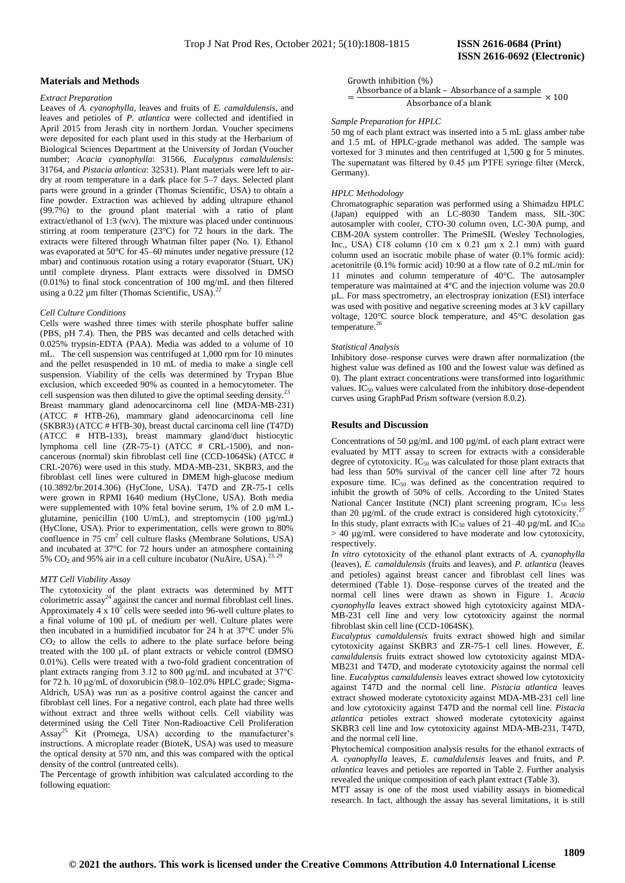## Materials and Methods

### *Extract Preparation*

Leaves of *A. cyanophylla*, leaves and fruits of *E. camaldulensis*, and leaves and petioles of *P. atlantica* were collected and identified in April 2015 from Jerash city in northern Jordan. Voucher specimens were deposited for each plant used in this study at the Herbarium of Biological Sciences Department at the University of Jordan (Voucher number; *Acacia cyanophylla*: 31566, *Eucalyptus camaldulensis*: 31764, and *Pistacia atlantica*: 32531). Plant materials were left to air-dry at room temperature in a dark place for 5–7 days. Selected plant parts were ground in a grinder (Thomas Scientific, USA) to obtain a fine powder. Extraction was achieved by adding ultrapure ethanol (99.7%) to the ground plant material with a ratio of plant extract/ethanol of 1:3 (w/v). The mixture was placed under continuous stirring at room temperature (23°C) for 72 hours in the dark. The extracts were filtered through Whatman filter paper (No. 1). Ethanol was evaporated at 50°C for 45–60 minutes under negative pressure (12 mbar) and continuous rotation using a rotary evaporator (Stuart, UK) until complete dryness. Plant extracts were dissolved in DMSO (0.01%) to final stock concentration of 100 mg/mL and then filtered using a 0.22 µm filter (Thomas Scientific, USA).[22]

### *Cell Culture Conditions*

Cells were washed three times with sterile phosphate buffer saline (PBS, pH 7.4). Then, the PBS was decanted and cells detached with 0.025% trypsin-EDTA (PAA). Media was added to a volume of 10 mL. The cell suspension was centrifuged at 1,000 rpm for 10 minutes and the pellet resuspended in 10 mL of media to make a single cell suspension. Viability of the cells was determined by Trypan Blue exclusion, which exceeded 90% as counted in a hemocytometer. The cell suspension was then diluted to give the optimal seeding density.[23]

Breast mammary gland adenocarcinoma cell line (MDA-MB-231) (ATCC # HTB-26), mammary gland adenocarcinoma cell line (SKBR3) (ATCC # HTB-30), breast ductal carcinoma cell line (T47D) (ATCC # HTB-133), breast mammary gland/duct histiocytic lymphoma cell line (ZR-75-1) (ATCC # CRL-1500), and non-cancerous (normal) skin fibroblast cell line (CCD-1064Sk) (ATCC # CRL-2076) were used in this study. MDA-MB-231, SKBR3, and the fibroblast cell lines were cultured in DMEM high-glucose medium (10.3892/br.2014.306) (HyClone, USA). T47D and ZR-75-1 cells were grown in RPMI 1640 medium (HyClone, USA). Both media were supplemented with 10% fetal bovine serum, 1% of 2.0 mM L-glutamine, penicillin (100 U/mL), and streptomycin (100 µg/mL) (HyClone, USA). Prior to experimentation, cells were grown to 80% confluence in 75 cm$^2$ cell culture flasks (Membrane Solutions, USA) and incubated at 37°C for 72 hours under an atmosphere containing 5% $CO_2$ and 95% air in a cell culture incubator (NuAire, USA).[23, 29]

### *MTT Cell Viability Assay*

The cytotoxicity of the plant extracts was determined by MTT colorimetric assay[24] against the cancer and normal fibroblast cell lines. Approximately 4 x 10$^3$ cells were seeded into 96-well culture plates to a final volume of 100 µL of medium per well. Culture plates were then incubated in a humidified incubator for 24 h at 37°C under 5% $CO_2$ to allow the cells to adhere to the plate surface before being treated with the 100 µL of plant extracts or vehicle control (DMSO 0.01%). Cells were treated with a two-fold gradient concentration of plant extracts ranging from 3.12 to 800 µg/mL and incubated at 37°C for 72 h. 10 µg/mL of doxorubicin (98.0–102.0% HPLC grade; Sigma-Aldrich, USA) was run as a positive control against the cancer and fibroblast cell lines. For a negative control, each plate had three wells without extract and three wells without cells. Cell viability was determined using the Cell Titer Non-Radioactive Cell Proliferation Assay[25] Kit (Promega, USA) according to the manufacturer's instructions. A microplate reader (BioteK, USA) was used to measure the optical density at 570 nm, and this was compared with the optical density of the control (untreated cells).

The Percentage of growth inhibition was calculated according to the following equation:

$$\text{Growth inhibition (\%)} = \frac{\text{Absorbance of a blank} - \text{Absorbance of a sample}}{\text{Absorbance of a blank}} \times 100$$

### *Sample Preparation for HPLC*

50 mg of each plant extract was inserted into a 5 mL glass amber tube and 1.5 mL of HPLC-grade methanol was added. The sample was vortexed for 3 minutes and then centrifuged at 1,500 g for 5 minutes. The supernatant was filtered by 0.45 µm PTFE syringe filter (Merck, Germany).

### *HPLC Methodology*

Chromatographic separation was performed using a Shimadzu HPLC (Japan) equipped with an LC-8030 Tandem mass, SIL-30C autosampler with cooler, CTO-30 column oven, LC-30A pump, and CBM-20A system controller. The PrimeSIL (Wesley Technologies, Inc., USA) C18 column (10 cm x 0.21 µm x 2.1 mm) with guard column used an isocratic mobile phase of water (0.1% formic acid): acetonitrile (0.1% formic acid) 10:90 at a flow rate of 0.2 mL/min for 11 minutes and column temperature of 40°C. The autosampler temperature was maintained at 4°C and the injection volume was 20.0 µL. For mass spectrometry, an electrospray ionization (ESI) interface was used with positive and negative screening modes at 3 kV capillary voltage, 120°C source block temperature, and 45°C desolation gas temperature.[26]

### *Statistical Analysis*

Inhibitory dose–response curves were drawn after normalization (the highest value was defined as 100 and the lowest value was defined as 0). The plant extract concentrations were transformed into logarithmic values. $IC_{50}$ values were calculated from the inhibitory dose-dependent curves using GraphPad Prism software (version 8.0.2).

## Results and Discussion

Concentrations of 50 µg/mL and 100 µg/mL of each plant extract were evaluated by MTT assay to screen for extracts with a considerable degree of cytotoxicity. $IC_{50}$ was calculated for those plant extracts that had less than 50% survival of the cancer cell line after 72 hours exposure time. $IC_{50}$ was defined as the concentration required to inhibit the growth of 50% of cells. According to the United States National Cancer Institute (NCI) plant screening program, $IC_{50}$ less than 20 µg/mL of the crude extract is considered high cytotoxicity.[27] In this study, plant extracts with $IC_{50}$ values of 21–40 µg/mL and $IC_{50}$ > 40 µg/mL were considered to have moderate and low cytotoxicity, respectively.

*In vitro* cytotoxicity of the ethanol plant extracts of *A. cyanophylla* (leaves), *E. camaldulensis* (fruits and leaves), and *P. atlantica* (leaves and petioles) against breast cancer and fibroblast cell lines was determined (Table 1). Dose–response curves of the treated and the normal cell lines were drawn as shown in Figure 1. *Acacia cyanophylla* leaves extract showed high cytotoxicity against MDA-MB-231 cell line and very low cytotoxicity against the normal fibroblast skin cell line (CCD-1064SK).

*Eucalyptus camaldulensis* fruits extract showed high and similar cytotoxicity against SKBR3 and ZR-75-1 cell lines. However, *E. camaldulensis* fruits extract showed low cytotoxicity against MDA-MB231 and T47D, and moderate cytotoxicity against the normal cell line. *Eucalyptus camaldulensis* leaves extract showed low cytotoxicity against T47D and the normal cell line. *Pistacia atlantica* leaves extract showed moderate cytotoxicity against MDA-MB-231 cell line and low cytotoxicity against T47D and the normal cell line. *Pistacia atlantica* petioles extract showed moderate cytotoxicity against SKBR3 cell line and low cytotoxicity against MDA-MB-231, T47D, and the normal cell line.

Phytochemical composition analysis results for the ethanol extracts of *A. cyanophylla* leaves, *E. camaldulensis* leaves and fruits, and *P. atlantica* leaves and petioles are reported in Table 2. Further analysis revealed the unique composition of each plant extract (Table 3).

MTT assay is one of the most used viability assays in biomedical research. In fact, although the assay has several limitations, it is still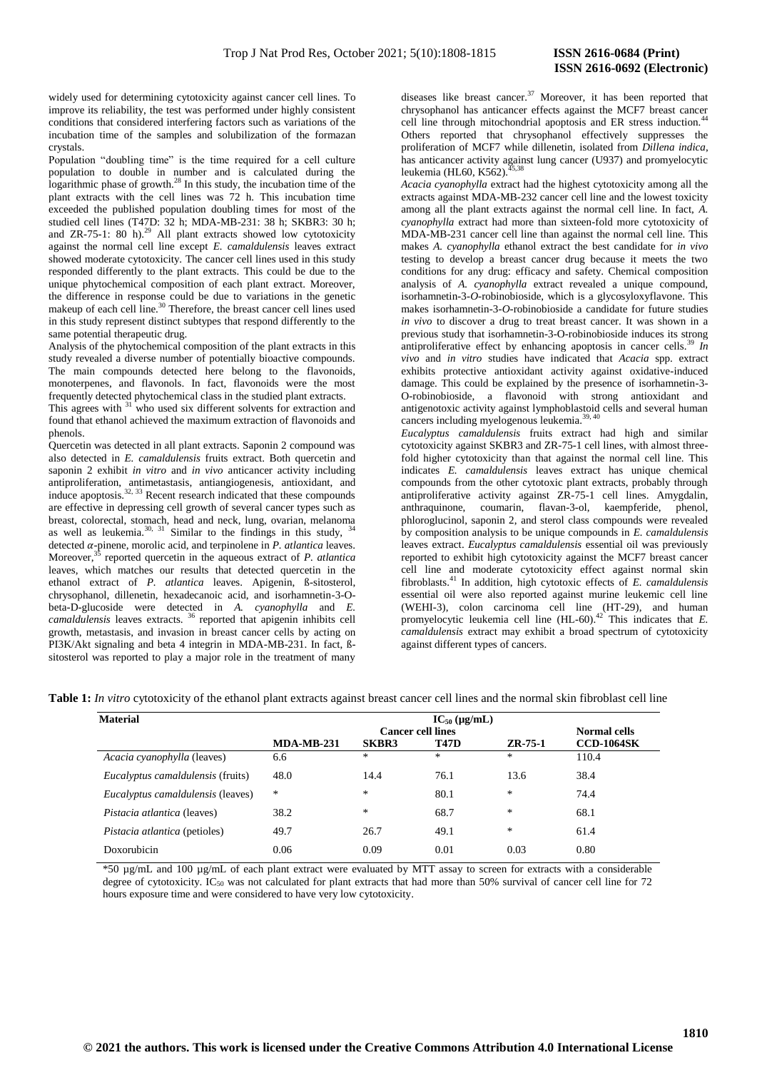widely used for determining cytotoxicity against cancer cell lines. To improve its reliability, the test was performed under highly consistent conditions that considered interfering factors such as variations of the incubation time of the samples and solubilization of the formazan crystals.

Population "doubling time" is the time required for a cell culture population to double in number and is calculated during the logarithmic phase of growth.[28] In this study, the incubation time of the plant extracts with the cell lines was 72 h. This incubation time exceeded the published population doubling times for most of the studied cell lines (T47D: 32 h; MDA-MB-231: 38 h; SKBR3: 30 h; and ZR-75-1: 80 h).[29] All plant extracts showed low cytotoxicity against the normal cell line except *E. camaldulensis* leaves extract showed moderate cytotoxicity. The cancer cell lines used in this study responded differently to the plant extracts. This could be due to the unique phytochemical composition of each plant extract. Moreover, the difference in response could be due to variations in the genetic makeup of each cell line.[30] Therefore, the breast cancer cell lines used in this study represent distinct subtypes that respond differently to the same potential therapeutic drug.

Analysis of the phytochemical composition of the plant extracts in this study revealed a diverse number of potentially bioactive compounds. The main compounds detected here belong to the flavonoids, monoterpenes, and flavonols. In fact, flavonoids were the most frequently detected phytochemical class in the studied plant extracts.

This agrees with [31] who used six different solvents for extraction and found that ethanol achieved the maximum extraction of flavonoids and phenols.

Quercetin was detected in all plant extracts. Saponin 2 compound was also detected in *E. camaldulensis* fruits extract. Both quercetin and saponin 2 exhibit *in vitro* and *in vivo* anticancer activity including antiproliferation, antimetastasis, antiangiogenesis, antioxidant, and induce apoptosis.[32, 33] Recent research indicated that these compounds are effective in depressing cell growth of several cancer types such as breast, colorectal, stomach, head and neck, lung, ovarian, melanoma as well as leukemia.[30, 31] Similar to the findings in this study, [34] detected $\alpha$-pinene, morolic acid, and terpinolene in *P. atlantica* leaves. Moreover,[35] reported quercetin in the aqueous extract of *P. atlantica* leaves, which matches our results that detected quercetin in the ethanol extract of *P. atlantica* leaves. Apigenin, ß-sitosterol, chrysophanol, dillenetin, hexadecanoic acid, and isorhamnetin-3-O-beta-D-glucoside were detected in *A. cyanophylla* and *E. camaldulensis* leaves extracts. [36] reported that apigenin inhibits cell growth, metastasis, and invasion in breast cancer cells by acting on PI3K/Akt signaling and beta 4 integrin in MDA-MB-231. In fact, ß-sitosterol was reported to play a major role in the treatment of many diseases like breast cancer.[37] Moreover, it has been reported that chrysophanol has anticancer effects against the MCF7 breast cancer cell line through mitochondrial apoptosis and ER stress induction.[44] Others reported that chrysophanol effectively suppresses the proliferation of MCF7 while dillenetin, isolated from *Dillena indica*, has anticancer activity against lung cancer (U937) and promyelocytic leukemia (HL60, K562).[45,38]

*Acacia cyanophylla* extract had the highest cytotoxicity among all the extracts against MDA-MB-232 cancer cell line and the lowest toxicity among all the plant extracts against the normal cell line. In fact, *A. cyanophylla* extract had more than sixteen-fold more cytotoxicity of MDA-MB-231 cancer cell line than against the normal cell line. This makes *A. cyanophylla* ethanol extract the best candidate for *in vivo* testing to develop a breast cancer drug because it meets the two conditions for any drug: efficacy and safety. Chemical composition analysis of *A. cyanophylla* extract revealed a unique compound, isorhamnetin-3-*O*-robinobioside, which is a glycosyloxyflavone. This makes isorhamnetin-3-*O*-robinobioside a candidate for future studies *in vivo* to discover a drug to treat breast cancer. It was shown in a previous study that isorhamnetin-3-O-robinobioside induces its strong antiproliferative effect by enhancing apoptosis in cancer cells.[39] *In vivo* and *in vitro* studies have indicated that *Acacia* spp. extract exhibits protective antioxidant activity against oxidative-induced damage. This could be explained by the presence of isorhamnetin-3-O-robinobioside, a flavonoid with strong antioxidant and antigenotoxic activity against lymphoblastoid cells and several human cancers including myelogenous leukemia.[39, 40]

*Eucalyptus camaldulensis* fruits extract had high and similar cytotoxicity against SKBR3 and ZR-75-1 cell lines, with almost three-fold higher cytotoxicity than that against the normal cell line. This indicates *E. camaldulensis* leaves extract has unique chemical compounds from the other cytotoxic plant extracts, probably through antiproliferative activity against ZR-75-1 cell lines. Amygdalin, anthraquinone, coumarin, flavan-3-ol, kaempferide, phenol, phloroglucinol, saponin 2, and sterol class compounds were revealed by composition analysis to be unique compounds in *E. camaldulensis* leaves extract. *Eucalyptus camaldulensis* essential oil was previously reported to exhibit high cytotoxicity against the MCF7 breast cancer cell line and moderate cytotoxicity effect against normal skin fibroblasts.[41] In addition, high cytotoxic effects of *E. camaldulensis* essential oil were also reported against murine leukemic cell line (WEHI-3), colon carcinoma cell line (HT-29), and human promyelocytic leukemia cell line (HL-60).[42] This indicates that *E. camaldulensis* extract may exhibit a broad spectrum of cytotoxicity against different types of cancers.

**Table 1:** *In vitro* cytotoxicity of the ethanol plant extracts against breast cancer cell lines and the normal skin fibroblast cell line

| Material | $IC_{50}$ (µg/mL) | | | | |
|---|---|---|---|---|---|
| | Cancer cell lines | | | | Normal cells |
| | MDA-MB-231 | SKBR3 | T47D | ZR-75-1 | CCD-1064SK |
| *Acacia cyanophylla* (leaves) | 6.6 | * | * | * | 110.4 |
| *Eucalyptus camaldulensis* (fruits) | 48.0 | 14.4 | 76.1 | 13.6 | 38.4 |
| *Eucalyptus camaldulensis* (leaves) | * | * | 80.1 | * | 74.4 |
| *Pistacia atlantica* (leaves) | 38.2 | * | 68.7 | * | 68.1 |
| *Pistacia atlantica* (petioles) | 49.7 | 26.7 | 49.1 | * | 61.4 |
| Doxorubicin | 0.06 | 0.09 | 0.01 | 0.03 | 0.80 |

*50 µg/mL and 100 µg/mL of each plant extract were evaluated by MTT assay to screen for extracts with a considerable degree of cytotoxicity. $IC_{50}$ was not calculated for plant extracts that had more than 50% survival of cancer cell line for 72 hours exposure time and were considered to have very low cytotoxicity.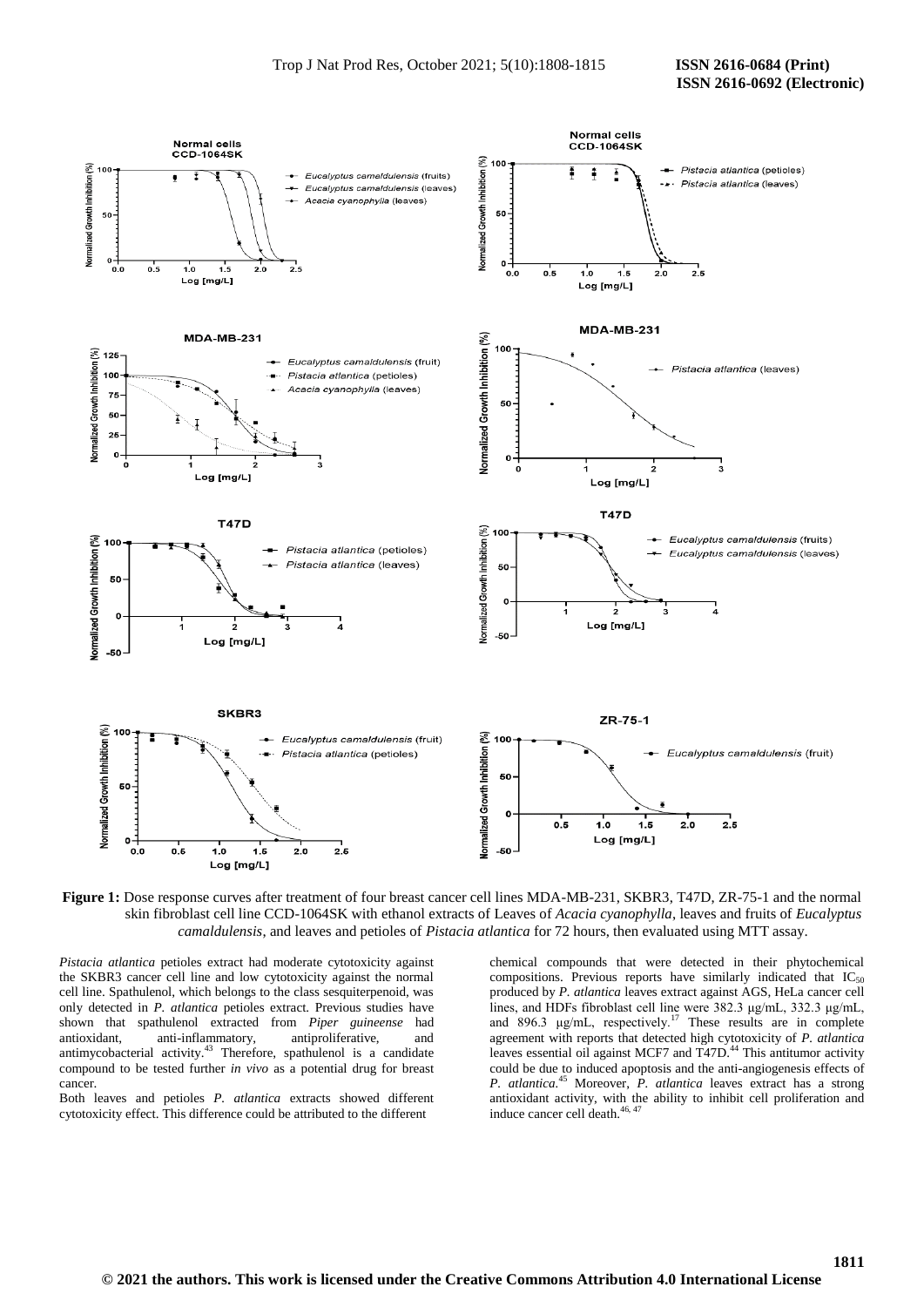**Figure 1:** Dose response curves after treatment of four breast cancer cell lines MDA-MB-231, SKBR3, T47D, ZR-75-1 and the normal skin fibroblast cell line CCD-1064SK with ethanol extracts of Leaves of *Acacia cyanophylla*, leaves and fruits of *Eucalyptus camaldulensis*, and leaves and petioles of *Pistacia atlantica* for 72 hours, then evaluated using MTT assay.

*Pistacia atlantica* petioles extract had moderate cytotoxicity against the SKBR3 cancer cell line and low cytotoxicity against the normal cell line. Spathulenol, which belongs to the class sesquiterpenoid, was only detected in *P. atlantica* petioles extract. Previous studies have shown that spathulenol extracted from *Piper guineense* had antioxidant, anti-inflammatory, antiproliferative, and antimycobacterial activity.[43] Therefore, spathulenol is a candidate compound to be tested further *in vivo* as a potential drug for breast cancer.

Both leaves and petioles *P. atlantica* extracts showed different cytotoxicity effect. This difference could be attributed to the different chemical compounds that were detected in their phytochemical compositions. Previous reports have similarly indicated that $IC_{50}$ produced by *P. atlantica* leaves extract against AGS, HeLa cancer cell lines, and HDFs fibroblast cell line were 382.3 μg/mL, 332.3 μg/mL, and 896.3 μg/mL, respectively.[17] These results are in complete agreement with reports that detected high cytotoxicity of *P. atlantica* leaves essential oil against MCF7 and T47D.[44] This antitumor activity could be due to induced apoptosis and the anti-angiogenesis effects of *P. atlantica*.[45] Moreover, *P. atlantica* leaves extract has a strong antioxidant activity, with the ability to inhibit cell proliferation and induce cancer cell death.[46, 47]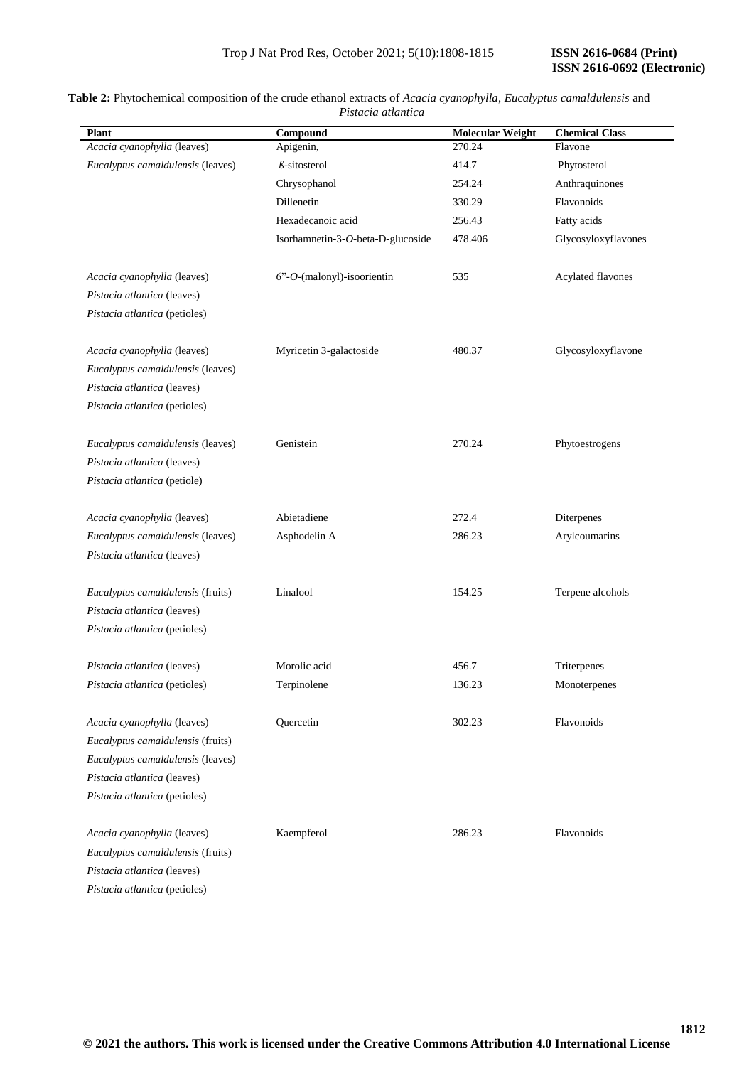**Table 2:** Phytochemical composition of the crude ethanol extracts of *Acacia cyanophylla*, *Eucalyptus camaldulensis* and *Pistacia atlantica*

| Plant | Compound | Molecular Weight | Chemical Class |
|---|---|---|---|
| *Acacia cyanophylla* (leaves) | Apigenin, | 270.24 | Flavone |
| *Eucalyptus camaldulensis* (leaves) | ß-sitosterol | 414.7 | Phytosterol |
| | Chrysophanol | 254.24 | Anthraquinones |
| | Dillenetin | 330.29 | Flavonoids |
| | Hexadecanoic acid | 256.43 | Fatty acids |
| | Isorhamnetin-3-*O*-beta-D-glucoside | 478.406 | Glycosyloxyflavones |
| *Acacia cyanophylla* (leaves) | 6”-*O*-(malonyl)-isoorientin | 535 | Acylated flavones |
| *Pistacia atlantica* (leaves) | | | |
| *Pistacia atlantica* (petioles) | | | |
| *Acacia cyanophylla* (leaves) | Myricetin 3-galactoside | 480.37 | Glycosyloxyflavone |
| *Eucalyptus camaldulensis* (leaves) | | | |
| *Pistacia atlantica* (leaves) | | | |
| *Pistacia atlantica* (petioles) | | | |
| *Eucalyptus camaldulensis* (leaves) | Genistein | 270.24 | Phytoestrogens |
| *Pistacia atlantica* (leaves) | | | |
| *Pistacia atlantica* (petiole) | | | |
| *Acacia cyanophylla* (leaves) | Abietadiene | 272.4 | Diterpenes |
| *Eucalyptus camaldulensis* (leaves) | Asphodelin A | 286.23 | Arylcoumarins |
| *Pistacia atlantica* (leaves) | | | |
| *Eucalyptus camaldulensis* (fruits) | Linalool | 154.25 | Terpene alcohols |
| *Pistacia atlantica* (leaves) | | | |
| *Pistacia atlantica* (petioles) | | | |
| *Pistacia atlantica* (leaves) | Morolic acid | 456.7 | Triterpenes |
| *Pistacia atlantica* (petioles) | Terpinolene | 136.23 | Monoterpenes |
| *Acacia cyanophylla* (leaves) | Quercetin | 302.23 | Flavonoids |
| *Eucalyptus camaldulensis* (fruits) | | | |
| *Eucalyptus camaldulensis* (leaves) | | | |
| *Pistacia atlantica* (leaves) | | | |
| *Pistacia atlantica* (petioles) | | | |
| *Acacia cyanophylla* (leaves) | Kaempferol | 286.23 | Flavonoids |
| *Eucalyptus camaldulensis* (fruits) | | | |
| *Pistacia atlantica* (leaves) | | | |
| *Pistacia atlantica* (petioles) | | | |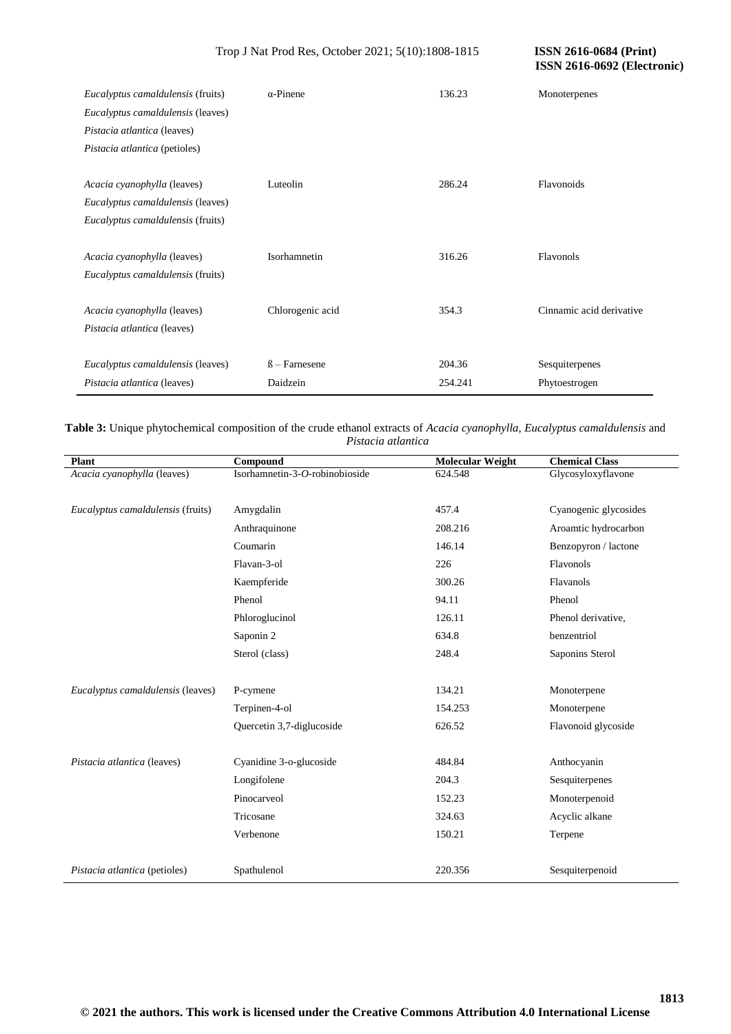| | | | |
|---|---|---|---|
| *Eucalyptus camaldulensis* (fruits) | α-Pinene | 136.23 | Monoterpenes |
| *Eucalyptus camaldulensis* (leaves) | | | |
| *Pistacia atlantica* (leaves) | | | |
| *Pistacia atlantica* (petioles) | | | |
| *Acacia cyanophylla* (leaves) | Luteolin | 286.24 | Flavonoids |
| *Eucalyptus camaldulensis* (leaves) | | | |
| *Eucalyptus camaldulensis* (fruits) | | | |
| *Acacia cyanophylla* (leaves) | Isorhamnetin | 316.26 | Flavonols |
| *Eucalyptus camaldulensis* (fruits) | | | |
| *Acacia cyanophylla* (leaves) | Chlorogenic acid | 354.3 | Cinnamic acid derivative |
| *Pistacia atlantica* (leaves) | | | |
| *Eucalyptus camaldulensis* (leaves) | ß – Farnesene | 204.36 | Sesquiterpenes |
| *Pistacia atlantica* (leaves) | Daidzein | 254.241 | Phytoestrogen |

**Table 3:** Unique phytochemical composition of the crude ethanol extracts of *Acacia cyanophylla, Eucalyptus camaldulensis* and *Pistacia atlantica*

| Plant | Compound | Molecular Weight | Chemical Class |
|---|---|---|---|
| *Acacia cyanophylla* (leaves) | Isorhamnetin-3-*O*-robinobioside | 624.548 | Glycosyloxyflavone |
| *Eucalyptus camaldulensis* (fruits) | Amygdalin | 457.4 | Cyanogenic glycosides |
| | Anthraquinone | 208.216 | Aroamtic hydrocarbon |
| | Coumarin | 146.14 | Benzopyron / lactone |
| | Flavan-3-ol | 226 | Flavonols |
| | Kaempferide | 300.26 | Flavanols |
| | Phenol | 94.11 | Phenol |
| | Phloroglucinol | 126.11 | Phenol derivative, |
| | Saponin 2 | 634.8 | benzentriol |
| | Sterol (class) | 248.4 | Saponins Sterol |
| *Eucalyptus camaldulensis* (leaves) | P-cymene | 134.21 | Monoterpene |
| | Terpinen-4-ol | 154.253 | Monoterpene |
| | Quercetin 3,7-diglucoside | 626.52 | Flavonoid glycoside |
| *Pistacia atlantica* (leaves) | Cyanidine 3-o-glucoside | 484.84 | Anthocyanin |
| | Longifolene | 204.3 | Sesquiterpenes |
| | Pinocarveol | 152.23 | Monoterpenoid |
| | Tricosane | 324.63 | Acyclic alkane |
| | Verbenone | 150.21 | Terpene |
| *Pistacia atlantica* (petioles) | Spathulenol | 220.356 | Sesquiterpenoid |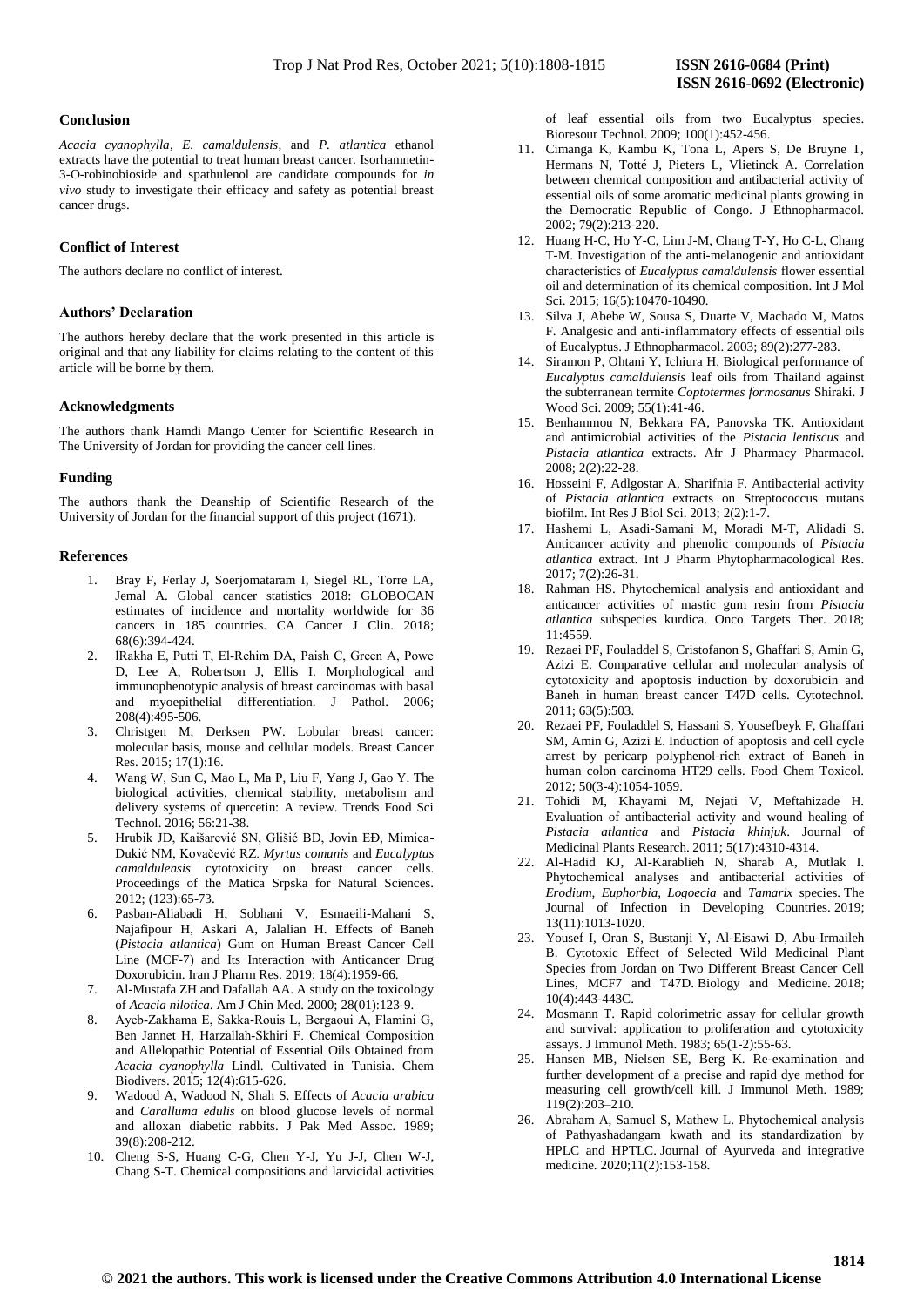## Conclusion

*Acacia cyanophylla*, *E. camaldulensis*, and *P. atlantica* ethanol extracts have the potential to treat human breast cancer. Isorhamnetin-3-O-robinobioside and spathulenol are candidate compounds for *in vivo* study to investigate their efficacy and safety as potential breast cancer drugs.

## Conflict of Interest

The authors declare no conflict of interest.

## Authors' Declaration

The authors hereby declare that the work presented in this article is original and that any liability for claims relating to the content of this article will be borne by them.

## Acknowledgments

The authors thank Hamdi Mango Center for Scientific Research in The University of Jordan for providing the cancer cell lines.

## Funding

The authors thank the Deanship of Scientific Research of the University of Jordan for the financial support of this project (1671).

## References

1. Bray F, Ferlay J, Soerjomataram I, Siegel RL, Torre LA, Jemal A. Global cancer statistics 2018: GLOBOCAN estimates of incidence and mortality worldwide for 36 cancers in 185 countries. CA Cancer J Clin. 2018; 68(6):394-424.
2. lRakha E, Putti T, El-Rehim DA, Paish C, Green A, Powe D, Lee A, Robertson J, Ellis I. Morphological and immunophenotypic analysis of breast carcinomas with basal and myoepithelial differentiation. J Pathol. 2006; 208(4):495-506.
3. Christgen M, Derksen PW. Lobular breast cancer: molecular basis, mouse and cellular models. Breast Cancer Res. 2015; 17(1):16.
4. Wang W, Sun C, Mao L, Ma P, Liu F, Yang J, Gao Y. The biological activities, chemical stability, metabolism and delivery systems of quercetin: A review. Trends Food Sci Technol. 2016; 56:21-38.
5. Hrubik JD, Kaišarević SN, Glišić BD, Jovin EĐ, Mimica-Dukić NM, Kovačević RZ. *Myrtus comunis* and *Eucalyptus camaldulensis* cytotoxicity on breast cancer cells. Proceedings of the Matica Srpska for Natural Sciences. 2012; (123):65-73.
6. Pasban-Aliabadi H, Sobhani V, Esmaeili-Mahani S, Najafipour H, Askari A, Jalalian H. Effects of Baneh (*Pistacia atlantica*) Gum on Human Breast Cancer Cell Line (MCF-7) and Its Interaction with Anticancer Drug Doxorubicin. Iran J Pharm Res. 2019; 18(4):1959-66.
7. Al-Mustafa ZH and Dafallah AA. A study on the toxicology of *Acacia nilotica*. Am J Chin Med. 2000; 28(01):123-9.
8. Ayeb-Zakhama E, Sakka-Rouis L, Bergaoui A, Flamini G, Ben Jannet H, Harzallah-Skhiri F. Chemical Composition and Allelopathic Potential of Essential Oils Obtained from *Acacia cyanophylla* Lindl. Cultivated in Tunisia. Chem Biodivers. 2015; 12(4):615-626.
9. Wadood A, Wadood N, Shah S. Effects of *Acacia arabica* and *Caralluma edulis* on blood glucose levels of normal and alloxan diabetic rabbits. J Pak Med Assoc. 1989; 39(8):208-212.
10. Cheng S-S, Huang C-G, Chen Y-J, Yu J-J, Chen W-J, Chang S-T. Chemical compositions and larvicidal activities of leaf essential oils from two Eucalyptus species. Bioresour Technol. 2009; 100(1):452-456.
11. Cimanga K, Kambu K, Tona L, Apers S, De Bruyne T, Hermans N, Totté J, Pieters L, Vlietinck A. Correlation between chemical composition and antibacterial activity of essential oils of some aromatic medicinal plants growing in the Democratic Republic of Congo. J Ethnopharmacol. 2002; 79(2):213-220.
12. Huang H-C, Ho Y-C, Lim J-M, Chang T-Y, Ho C-L, Chang T-M. Investigation of the anti-melanogenic and antioxidant characteristics of *Eucalyptus camaldulensis* flower essential oil and determination of its chemical composition. Int J Mol Sci. 2015; 16(5):10470-10490.
13. Silva J, Abebe W, Sousa S, Duarte V, Machado M, Matos F. Analgesic and anti-inflammatory effects of essential oils of Eucalyptus. J Ethnopharmacol. 2003; 89(2):277-283.
14. Siramon P, Ohtani Y, Ichiura H. Biological performance of *Eucalyptus camaldulensis* leaf oils from Thailand against the subterranean termite *Coptotermes formosanus* Shiraki. J Wood Sci. 2009; 55(1):41-46.
15. Benhammou N, Bekkara FA, Panovska TK. Antioxidant and antimicrobial activities of the *Pistacia lentiscus* and *Pistacia atlantica* extracts. Afr J Pharmacy Pharmacol. 2008; 2(2):22-28.
16. Hosseini F, Adlgostar A, Sharifnia F. Antibacterial activity of *Pistacia atlantica* extracts on Streptococcus mutans biofilm. Int Res J Biol Sci. 2013; 2(2):1-7.
17. Hashemi L, Asadi-Samani M, Moradi M-T, Alidadi S. Anticancer activity and phenolic compounds of *Pistacia atlantica* extract. Int J Pharm Phytopharmacological Res. 2017; 7(2):26-31.
18. Rahman HS. Phytochemical analysis and antioxidant and anticancer activities of mastic gum resin from *Pistacia atlantica* subspecies kurdica. Onco Targets Ther. 2018; 11:4559.
19. Rezaei PF, Fouladdel S, Cristofanon S, Ghaffari S, Amin G, Azizi E. Comparative cellular and molecular analysis of cytotoxicity and apoptosis induction by doxorubicin and Baneh in human breast cancer T47D cells. Cytotechnol. 2011; 63(5):503.
20. Rezaei PF, Fouladdel S, Hassani S, Yousefbeyk F, Ghaffari SM, Amin G, Azizi E. Induction of apoptosis and cell cycle arrest by pericarp polyphenol-rich extract of Baneh in human colon carcinoma HT29 cells. Food Chem Toxicol. 2012; 50(3-4):1054-1059.
21. Tohidi M, Khayami M, Nejati V, Meftahizade H. Evaluation of antibacterial activity and wound healing of *Pistacia atlantica* and *Pistacia khinjuk*. Journal of Medicinal Plants Research. 2011; 5(17):4310-4314.
22. Al-Hadid KJ, Al-Karablieh N, Sharab A, Mutlak I. Phytochemical analyses and antibacterial activities of *Erodium*, *Euphorbia*, *Logoecia* and *Tamarix* species. The Journal of Infection in Developing Countries. 2019; 13(11):1013-1020.
23. Yousef I, Oran S, Bustanji Y, Al-Eisawi D, Abu-Irmaileh B. Cytotoxic Effect of Selected Wild Medicinal Plant Species from Jordan on Two Different Breast Cancer Cell Lines, MCF7 and T47D. Biology and Medicine. 2018; 10(4):443-443C.
24. Mosmann T. Rapid colorimetric assay for cellular growth and survival: application to proliferation and cytotoxicity assays. J Immunol Meth. 1983; 65(1-2):55-63.
25. Hansen MB, Nielsen SE, Berg K. Re-examination and further development of a precise and rapid dye method for measuring cell growth/cell kill. J Immunol Meth. 1989; 119(2):203–210.
26. Abraham A, Samuel S, Mathew L. Phytochemical analysis of Pathyashadangam kwath and its standardization by HPLC and HPTLC. Journal of Ayurveda and integrative medicine. 2020;11(2):153-158.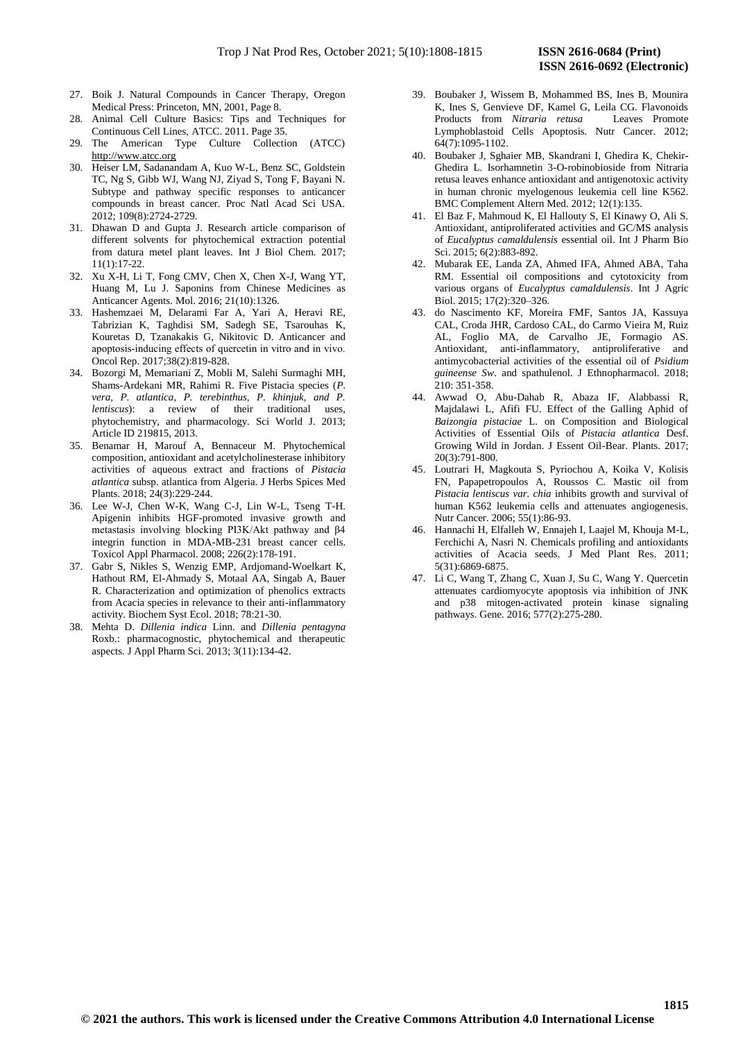27. Boik J. Natural Compounds in Cancer Therapy, Oregon Medical Press: Princeton, MN, 2001, Page 8.
28. Animal Cell Culture Basics: Tips and Techniques for Continuous Cell Lines, ATCC. 2011. Page 35.
29. The American Type Culture Collection (ATCC) http://www.atcc.org
30. Heiser LM, Sadanandam A, Kuo W-L, Benz SC, Goldstein TC, Ng S, Gibb WJ, Wang NJ, Ziyad S, Tong F, Bayani N. Subtype and pathway specific responses to anticancer compounds in breast cancer. Proc Natl Acad Sci USA. 2012; 109(8):2724-2729.
31. Dhawan D and Gupta J. Research article comparison of different solvents for phytochemical extraction potential from datura metel plant leaves. Int J Biol Chem. 2017; 11(1):17-22.
32. Xu X-H, Li T, Fong CMV, Chen X, Chen X-J, Wang YT, Huang M, Lu J. Saponins from Chinese Medicines as Anticancer Agents. Mol. 2016; 21(10):1326.
33. Hashemzaei M, Delarami Far A, Yari A, Heravi RE, Tabrizian K, Taghdisi SM, Sadegh SE, Tsarouhas K, Kouretas D, Tzanakakis G, Nikitovic D. Anticancer and apoptosis-inducing effects of quercetin in vitro and in vivo. Oncol Rep. 2017;38(2):819-828.
34. Bozorgi M, Memariani Z, Mobli M, Salehi Surmaghi MH, Shams-Ardekani MR, Rahimi R. Five Pistacia species (*P. vera, P. atlantica, P. terebinthus, P. khinjuk, and P. lentiscus*): a review of their traditional uses, phytochemistry, and pharmacology. Sci World J. 2013; Article ID 219815, 2013.
35. Benamar H, Marouf A, Bennaceur M. Phytochemical composition, antioxidant and acetylcholinesterase inhibitory activities of aqueous extract and fractions of *Pistacia atlantica* subsp. atlantica from Algeria. J Herbs Spices Med Plants. 2018; 24(3):229-244.
36. Lee W-J, Chen W-K, Wang C-J, Lin W-L, Tseng T-H. Apigenin inhibits HGF-promoted invasive growth and metastasis involving blocking PI3K/Akt pathway and β4 integrin function in MDA-MB-231 breast cancer cells. Toxicol Appl Pharmacol. 2008; 226(2):178-191.
37. Gabr S, Nikles S, Wenzig EMP, Ardjomand-Woelkart K, Hathout RM, El-Ahmady S, Motaal AA, Singab A, Bauer R. Characterization and optimization of phenolics extracts from Acacia species in relevance to their anti-inflammatory activity. Biochem Syst Ecol. 2018; 78:21-30.
38. Mehta D. *Dillenia indica* Linn. and *Dillenia pentagyna* Roxb.: pharmacognostic, phytochemical and therapeutic aspects. J Appl Pharm Sci. 2013; 3(11):134-42.
39. Boubaker J, Wissem B, Mohammed BS, Ines B, Mounira K, Ines S, Genvieve DF, Kamel G, Leila CG. Flavonoids Products from *Nitraria retusa* Leaves Promote Lymphoblastoid Cells Apoptosis. Nutr Cancer. 2012; 64(7):1095-1102.
40. Boubaker J, Sghaier MB, Skandrani I, Ghedira K, Chekir-Ghedira L. Isorhamnetin 3-O-robinobioside from Nitraria retusa leaves enhance antioxidant and antigenotoxic activity in human chronic myelogenous leukemia cell line K562. BMC Complement Altern Med. 2012; 12(1):135.
41. El Baz F, Mahmoud K, El Hallouty S, El Kinawy O, Ali S. Antioxidant, antiproliferated activities and GC/MS analysis of *Eucalyptus camaldulensis* essential oil. Int J Pharm Bio Sci. 2015; 6(2):883-892.
42. Mubarak EE, Landa ZA, Ahmed IFA, Ahmed ABA, Taha RM. Essential oil compositions and cytotoxicity from various organs of *Eucalyptus camaldulensis*. Int J Agric Biol. 2015; 17(2):320–326.
43. do Nascimento KF, Moreira FMF, Santos JA, Kassuya CAL, Croda JHR, Cardoso CAL, do Carmo Vieira M, Ruiz AL, Foglio MA, de Carvalho JE, Formagio AS. Antioxidant, anti-inflammatory, antiproliferative and antimycobacterial activities of the essential oil of *Psidium guineense Sw*. and spathulenol. J Ethnopharmacol. 2018; 210: 351-358.
44. Awwad O, Abu-Dahab R, Abaza IF, Alabbassi R, Majdalawi L, Afifi FU. Effect of the Galling Aphid of *Baizongia pistaciae* L. on Composition and Biological Activities of Essential Oils of *Pistacia atlantica* Desf. Growing Wild in Jordan. J Essent Oil-Bear. Plants. 2017; 20(3):791-800.
45. Loutrari H, Magkouta S, Pyriochou A, Koika V, Kolisis FN, Papapetropoulos A, Roussos C. Mastic oil from *Pistacia lentiscus var. chia* inhibits growth and survival of human K562 leukemia cells and attenuates angiogenesis. Nutr Cancer. 2006; 55(1):86-93.
46. Hannachi H, Elfalleh W, Ennajeh I, Laajel M, Khouja M-L, Ferchichi A, Nasri N. Chemicals profiling and antioxidants activities of Acacia seeds. J Med Plant Res. 2011; 5(31):6869-6875.
47. Li C, Wang T, Zhang C, Xuan J, Su C, Wang Y. Quercetin attenuates cardiomyocyte apoptosis via inhibition of JNK and p38 mitogen-activated protein kinase signaling pathways. Gene. 2016; 577(2):275-280.

**© 2021 the authors. This work is licensed under the Creative Commons Attribution 4.0 International License**